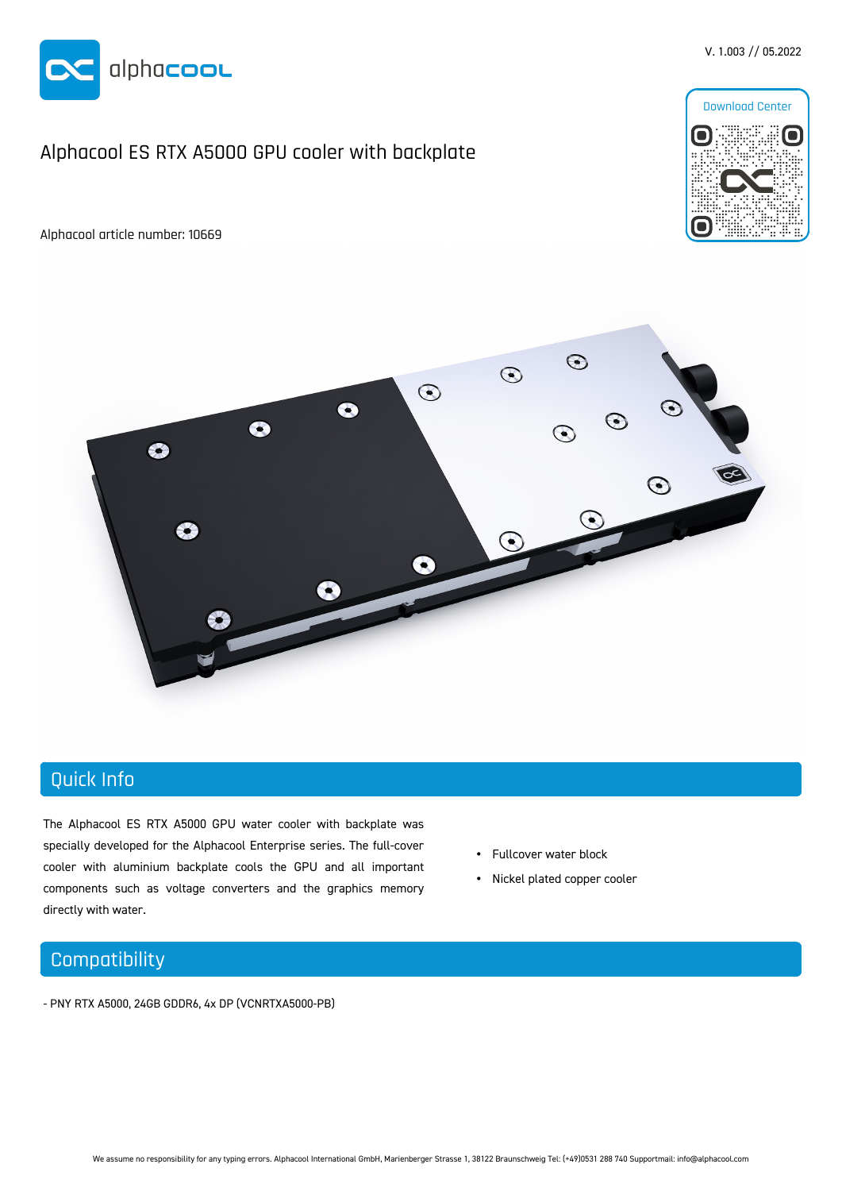V. 1.003 // 05.2022

Download Center

# Alphacool ES RTX A5000 GPU cooler with backplate

Alphacool article number: 10669

## Quick Info

The Alphacool ES RTX A5000 GPU water cooler with backplate was specially developed for the Alphacool Enterprise series. The full-cover cooler with aluminium backplate cools the GPU and all important components such as voltage converters and the graphics memory directly with water.

- Fullcover water block
- Nickel plated copper cooler

## Compatibility

- PNY RTX A5000, 24GB GDDR6, 4x DP (VCNRTXA5000-PB)

We assume no responsibility for any typing errors. Alphacool International GmbH, Marienberger Strasse 1, 38122 Braunschweig Tel: (+49)0531 288 740 Supportmail: info@alphacool.com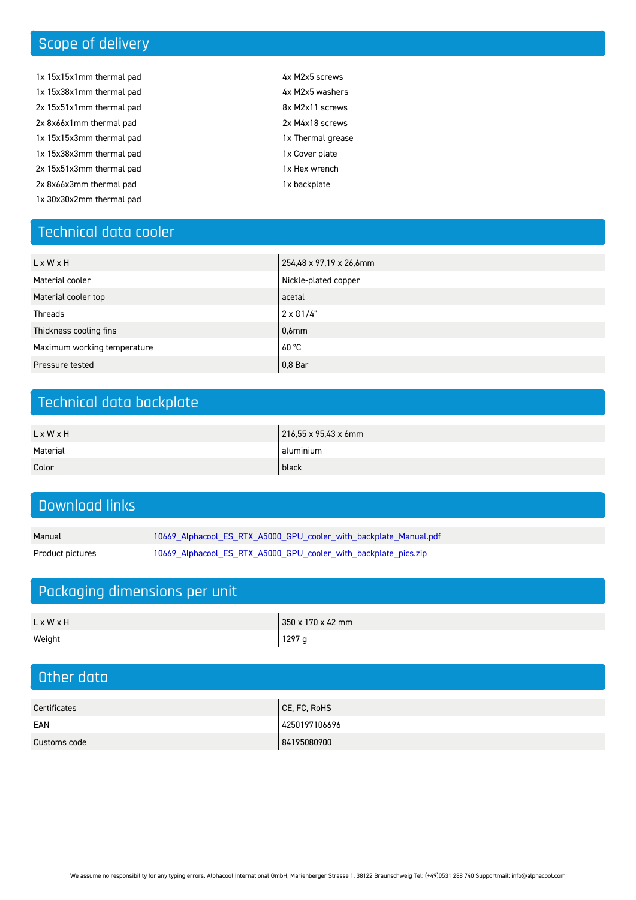## Scope of delivery

- 1x 15x15x1mm thermal pad
- 1x 15x38x1mm thermal pad
- 2x 15x51x1mm thermal pad
- 2x 8x66x1mm thermal pad
- 1x 15x15x3mm thermal pad
- 1x 15x38x3mm thermal pad
- 2x 15x51x3mm thermal pad
- 2x 8x66x3mm thermal pad
- 1x 30x30x2mm thermal pad
- 4x M2x5 screws
- 4x M2x5 washers
- 8x M2x11 screws
- 2x M4x18 screws
- 1x Thermal grease
- 1x Cover plate
- 1x Hex wrench
- 1x backplate

## Technical data cooler

| | |
|---|---|
| L x W x H | 254,48 x 97,19 x 26,6mm |
| Material cooler | Nickle-plated copper |
| Material cooler top | acetal |
| Threads | 2 x G1/4" |
| Thickness cooling fins | 0,6mm |
| Maximum working temperature | 60 °C |
| Pressure tested | 0,8 Bar |

## Technical data backplate

| | |
|---|---|
| L x W x H | 216,55 x 95,43 x 6mm |
| Material | aluminium |
| Color | black |

## Download links

| | |
|---|---|
| Manual | 10669_Alphacool_ES_RTX_A5000_GPU_cooler_with_backplate_Manual.pdf |
| Product pictures | 10669_Alphacool_ES_RTX_A5000_GPU_cooler_with_backplate_pics.zip |

## Packaging dimensions per unit

| | |
|---|---|
| L x W x H | 350 x 170 x 42 mm |
| Weight | 1297 g |

## Other data

| | |
|---|---|
| Certificates | CE, FC, RoHS |
| EAN | 4250197106696 |
| Customs code | 84195080900 |

We assume no responsibility for any typing errors. Alphacool International GmbH, Marienberger Strasse 1, 38122 Braunschweig Tel: (+49)0531 288 740 Supportmail: info@alphacool.com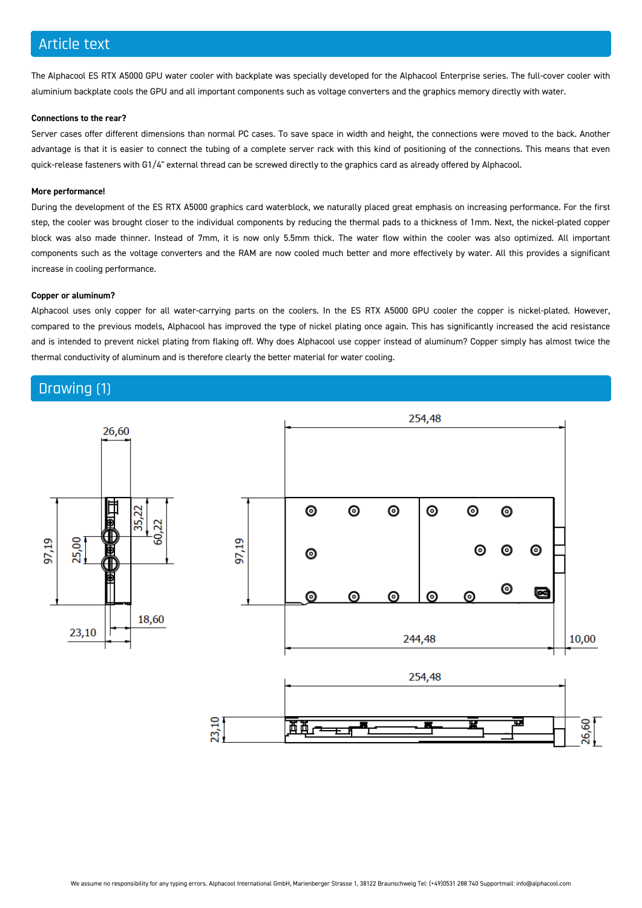## Article text

The Alphacool ES RTX A5000 GPU water cooler with backplate was specially developed for the Alphacool Enterprise series. The full-cover cooler with aluminium backplate cools the GPU and all important components such as voltage converters and the graphics memory directly with water.

**Connections to the rear?**

Server cases offer different dimensions than normal PC cases. To save space in width and height, the connections were moved to the back. Another advantage is that it is easier to connect the tubing of a complete server rack with this kind of positioning of the connections. This means that even quick-release fasteners with G1/4" external thread can be screwed directly to the graphics card as already offered by Alphacool.

**More performance!**

During the development of the ES RTX A5000 graphics card waterblock, we naturally placed great emphasis on increasing performance. For the first step, the cooler was brought closer to the individual components by reducing the thermal pads to a thickness of 1mm. Next, the nickel-plated copper block was also made thinner. Instead of 7mm, it is now only 5.5mm thick. The water flow within the cooler was also optimized. All important components such as the voltage converters and the RAM are now cooled much better and more effectively by water. All this provides a significant increase in cooling performance.

**Copper or aluminum?**

Alphacool uses only copper for all water-carrying parts on the coolers. In the ES RTX A5000 GPU cooler the copper is nickel-plated. However, compared to the previous models, Alphacool has improved the type of nickel plating once again. This has significantly increased the acid resistance and is intended to prevent nickel plating from flaking off. Why does Alphacool use copper instead of aluminum? Copper simply has almost twice the thermal conductivity of aluminum and is therefore clearly the better material for water cooling.

## Drawing (1)

26,60 · 97,19 · 25,00 · 35,22 · 60,22 · 18,60 · 23,10

254,48 · 97,19 · 244,48 · 10,00

254,48 · 23,10 · 26,60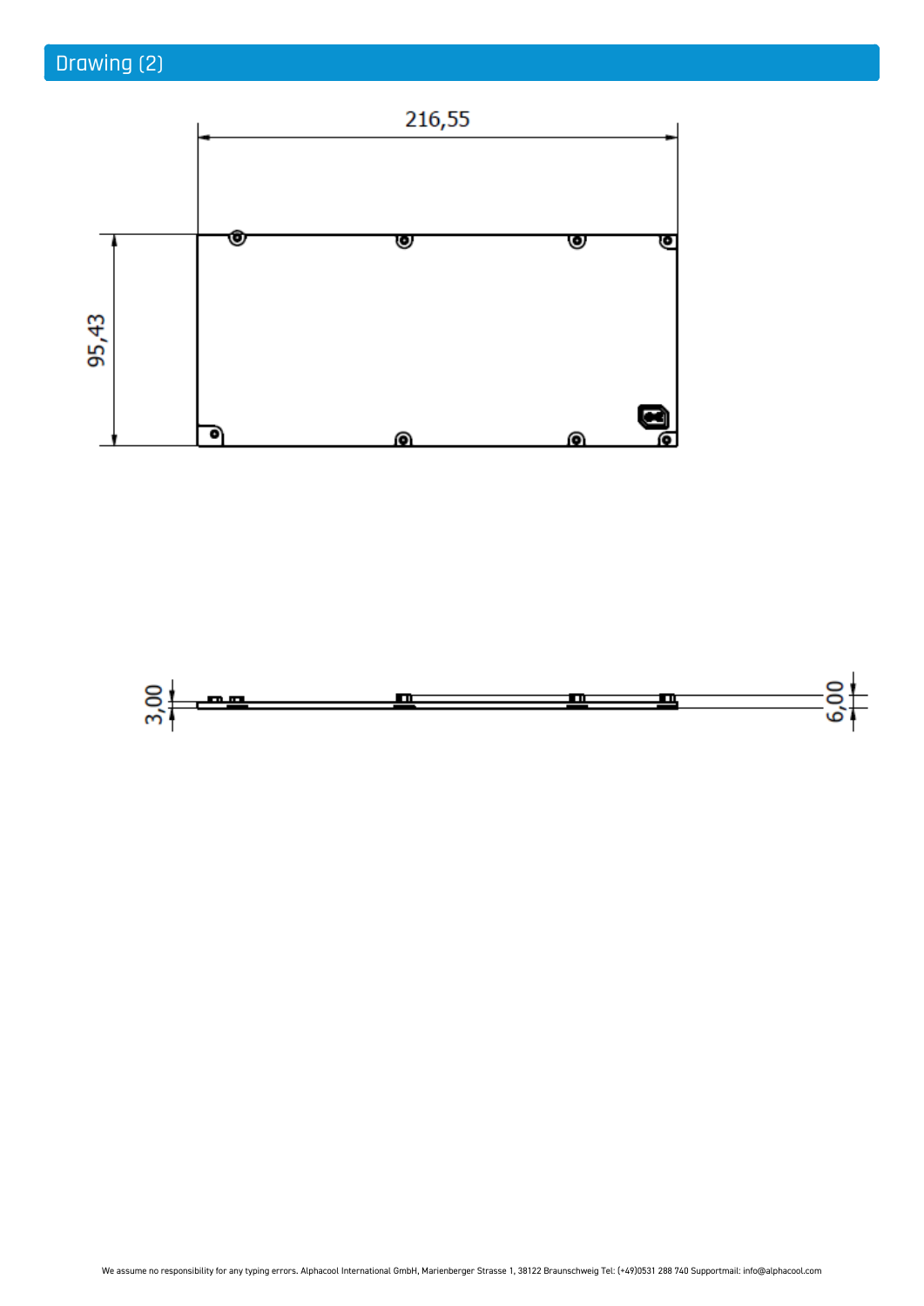## Drawing (2)

216,55

95,43

3,00

6,00